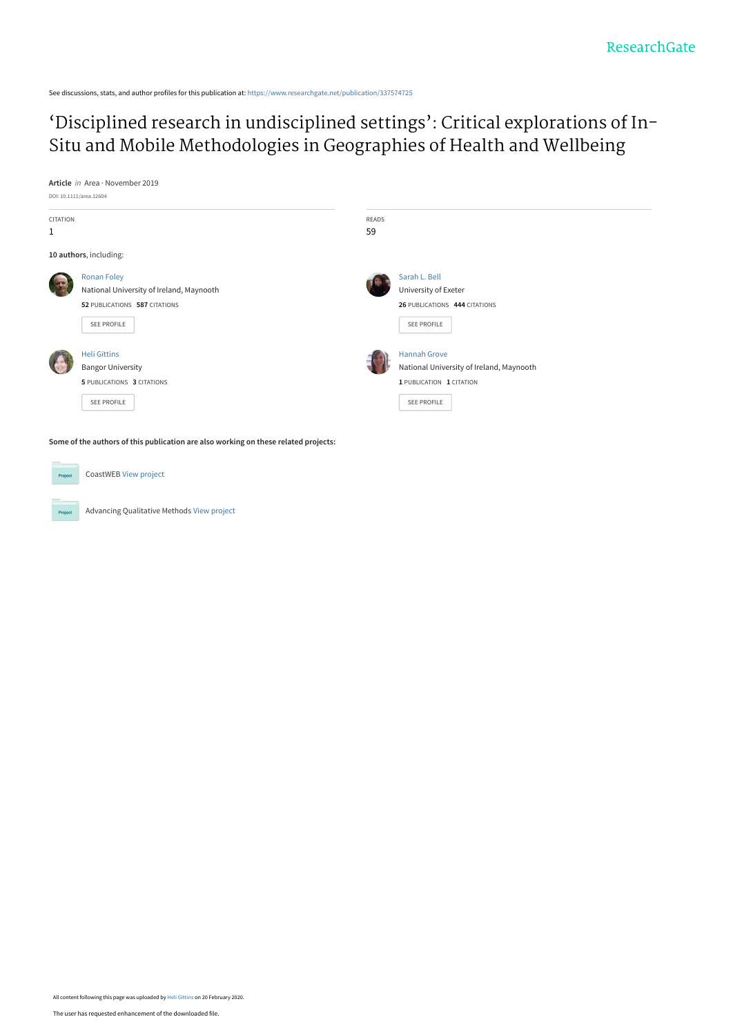See discussions, stats, and author profiles for this publication at: https://www.researchgate.net/publication/337574725

# 'Disciplined research in undisciplined settings': Critical explorations of In-Situ and Mobile Methodologies in Geographies of Health and Wellbeing

**Article** *in* Area · November 2019

DOI: 10.1111/area.12604

| CITATION | READS |
| --- | --- |
| 1 | 59 |

**10 authors**, including:

Ronan Foley
National University of Ireland, Maynooth
**52** PUBLICATIONS **587** CITATIONS
SEE PROFILE

Sarah L. Bell
University of Exeter
**26** PUBLICATIONS **444** CITATIONS
SEE PROFILE

Heli Gittins
Bangor University
**5** PUBLICATIONS **3** CITATIONS
SEE PROFILE

Hannah Grove
National University of Ireland, Maynooth
**1** PUBLICATION **1** CITATION
SEE PROFILE

**Some of the authors of this publication are also working on these related projects:**

CoastWEB View project

Advancing Qualitative Methods View project

All content following this page was uploaded by Heli Gittins on 20 February 2020.

The user has requested enhancement of the downloaded file.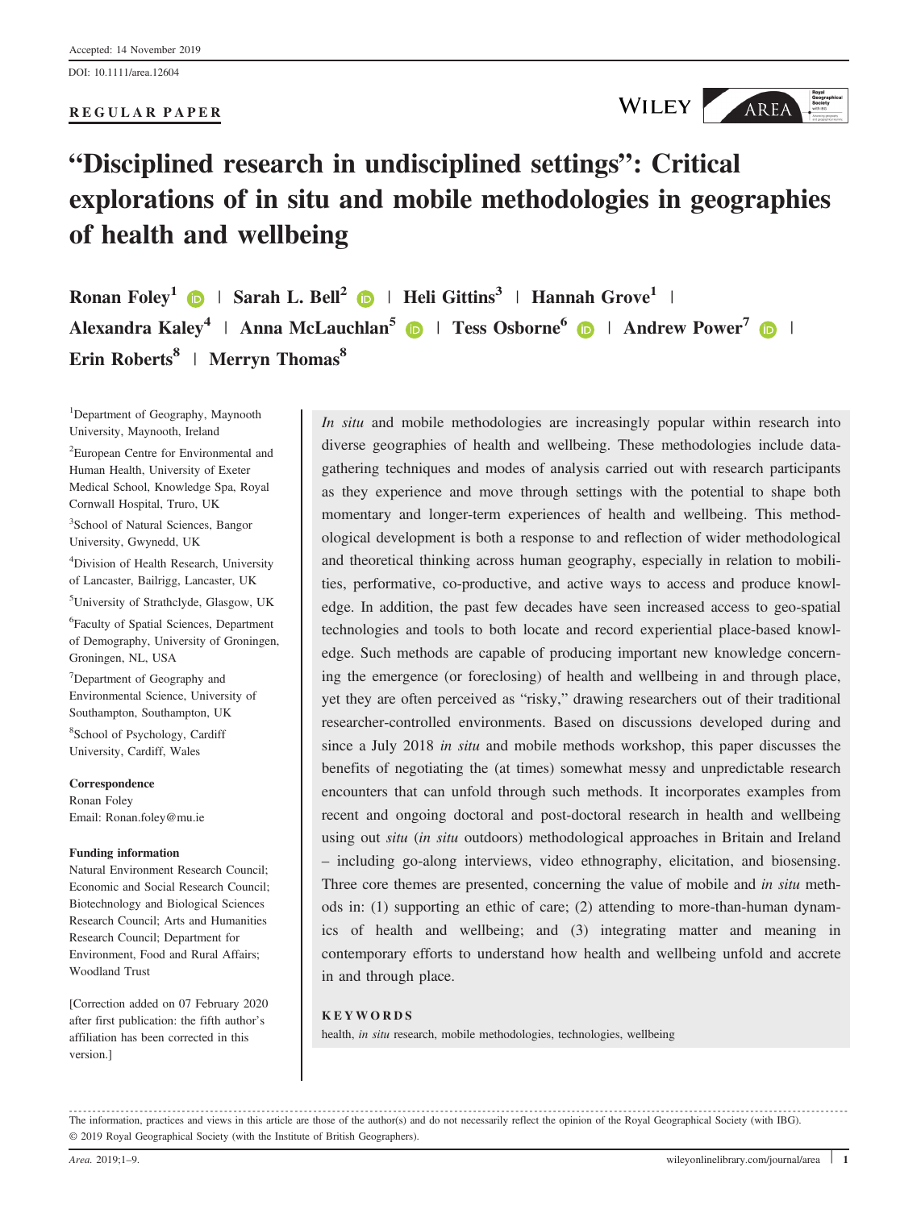Accepted: 14 November 2019

DOI: 10.1111/area.12604

**REGULAR PAPER**

# "Disciplined research in undisciplined settings": Critical explorations of in situ and mobile methodologies in geographies of health and wellbeing

**Ronan Foley**[1] | **Sarah L. Bell**[2] | **Heli Gittins**[3] | **Hannah Grove**[1] | **Alexandra Kaley**[4] | **Anna McLauchlan**[5] | **Tess Osborne**[6] | **Andrew Power**[7] | **Erin Roberts**[8] | **Merryn Thomas**[8]

[1]Department of Geography, Maynooth University, Maynooth, Ireland

[2]European Centre for Environmental and Human Health, University of Exeter Medical School, Knowledge Spa, Royal Cornwall Hospital, Truro, UK

[3]School of Natural Sciences, Bangor University, Gwynedd, UK

[4]Division of Health Research, University of Lancaster, Bailrigg, Lancaster, UK

[5]University of Strathclyde, Glasgow, UK

[6]Faculty of Spatial Sciences, Department of Demography, University of Groningen, Groningen, NL, USA

[7]Department of Geography and Environmental Science, University of Southampton, Southampton, UK

[8]School of Psychology, Cardiff University, Cardiff, Wales

**Correspondence**

Ronan Foley

Email: Ronan.foley@mu.ie

**Funding information**

Natural Environment Research Council; Economic and Social Research Council; Biotechnology and Biological Sciences Research Council; Arts and Humanities Research Council; Department for Environment, Food and Rural Affairs; Woodland Trust

[Correction added on 07 February 2020 after first publication: the fifth author's affiliation has been corrected in this version.]

*In situ* and mobile methodologies are increasingly popular within research into diverse geographies of health and wellbeing. These methodologies include data-gathering techniques and modes of analysis carried out with research participants as they experience and move through settings with the potential to shape both momentary and longer-term experiences of health and wellbeing. This methodological development is both a response to and reflection of wider methodological and theoretical thinking across human geography, especially in relation to mobilities, performative, co-productive, and active ways to access and produce knowledge. In addition, the past few decades have seen increased access to geo-spatial technologies and tools to both locate and record experiential place-based knowledge. Such methods are capable of producing important new knowledge concerning the emergence (or foreclosing) of health and wellbeing in and through place, yet they are often perceived as "risky," drawing researchers out of their traditional researcher-controlled environments. Based on discussions developed during and since a July 2018 *in situ* and mobile methods workshop, this paper discusses the benefits of negotiating the (at times) somewhat messy and unpredictable research encounters that can unfold through such methods. It incorporates examples from recent and ongoing doctoral and post-doctoral research in health and wellbeing using out *situ* (*in situ* outdoors) methodological approaches in Britain and Ireland – including go-along interviews, video ethnography, elicitation, and biosensing. Three core themes are presented, concerning the value of mobile and *in situ* methods in: (1) supporting an ethic of care; (2) attending to more-than-human dynamics of health and wellbeing; and (3) integrating matter and meaning in contemporary efforts to understand how health and wellbeing unfold and accrete in and through place.

**KEYWORDS**

health, *in situ* research, mobile methodologies, technologies, wellbeing

The information, practices and views in this article are those of the author(s) and do not necessarily reflect the opinion of the Royal Geographical Society (with IBG).
© 2019 Royal Geographical Society (with the Institute of British Geographers).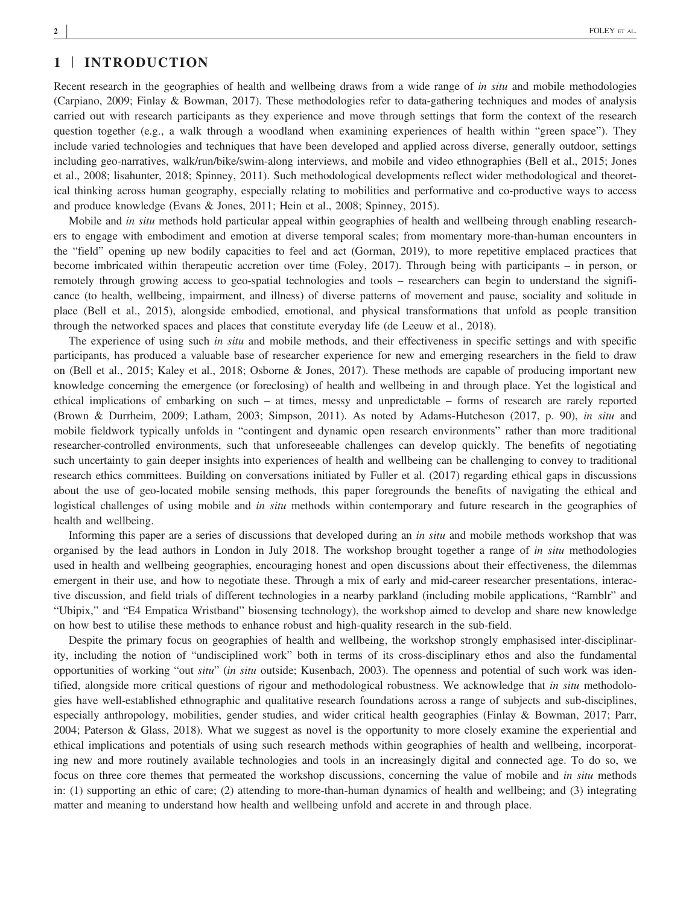## 1 | INTRODUCTION

Recent research in the geographies of health and wellbeing draws from a wide range of *in situ* and mobile methodologies (Carpiano, 2009; Finlay & Bowman, 2017). These methodologies refer to data-gathering techniques and modes of analysis carried out with research participants as they experience and move through settings that form the context of the research question together (e.g., a walk through a woodland when examining experiences of health within "green space"). They include varied technologies and techniques that have been developed and applied across diverse, generally outdoor, settings including geo-narratives, walk/run/bike/swim-along interviews, and mobile and video ethnographies (Bell et al., 2015; Jones et al., 2008; lisahunter, 2018; Spinney, 2011). Such methodological developments reflect wider methodological and theoretical thinking across human geography, especially relating to mobilities and performative and co-productive ways to access and produce knowledge (Evans & Jones, 2011; Hein et al., 2008; Spinney, 2015).

Mobile and *in situ* methods hold particular appeal within geographies of health and wellbeing through enabling researchers to engage with embodiment and emotion at diverse temporal scales; from momentary more-than-human encounters in the "field" opening up new bodily capacities to feel and act (Gorman, 2019), to more repetitive emplaced practices that become imbricated within therapeutic accretion over time (Foley, 2017). Through being with participants – in person, or remotely through growing access to geo-spatial technologies and tools – researchers can begin to understand the significance (to health, wellbeing, impairment, and illness) of diverse patterns of movement and pause, sociality and solitude in place (Bell et al., 2015), alongside embodied, emotional, and physical transformations that unfold as people transition through the networked spaces and places that constitute everyday life (de Leeuw et al., 2018).

The experience of using such *in situ* and mobile methods, and their effectiveness in specific settings and with specific participants, has produced a valuable base of researcher experience for new and emerging researchers in the field to draw on (Bell et al., 2015; Kaley et al., 2018; Osborne & Jones, 2017). These methods are capable of producing important new knowledge concerning the emergence (or foreclosing) of health and wellbeing in and through place. Yet the logistical and ethical implications of embarking on such – at times, messy and unpredictable – forms of research are rarely reported (Brown & Durrheim, 2009; Latham, 2003; Simpson, 2011). As noted by Adams-Hutcheson (2017, p. 90), *in situ* and mobile fieldwork typically unfolds in "contingent and dynamic open research environments" rather than more traditional researcher-controlled environments, such that unforeseeable challenges can develop quickly. The benefits of negotiating such uncertainty to gain deeper insights into experiences of health and wellbeing can be challenging to convey to traditional research ethics committees. Building on conversations initiated by Fuller et al. (2017) regarding ethical gaps in discussions about the use of geo-located mobile sensing methods, this paper foregrounds the benefits of navigating the ethical and logistical challenges of using mobile and *in situ* methods within contemporary and future research in the geographies of health and wellbeing.

Informing this paper are a series of discussions that developed during an *in situ* and mobile methods workshop that was organised by the lead authors in London in July 2018. The workshop brought together a range of *in situ* methodologies used in health and wellbeing geographies, encouraging honest and open discussions about their effectiveness, the dilemmas emergent in their use, and how to negotiate these. Through a mix of early and mid-career researcher presentations, interactive discussion, and field trials of different technologies in a nearby parkland (including mobile applications, "Ramblr" and "Ubipix," and "E4 Empatica Wristband" biosensing technology), the workshop aimed to develop and share new knowledge on how best to utilise these methods to enhance robust and high-quality research in the sub-field.

Despite the primary focus on geographies of health and wellbeing, the workshop strongly emphasised inter-disciplinarity, including the notion of "undisciplined work" both in terms of its cross-disciplinary ethos and also the fundamental opportunities of working "out *situ*" (*in situ* outside; Kusenbach, 2003). The openness and potential of such work was identified, alongside more critical questions of rigour and methodological robustness. We acknowledge that *in situ* methodologies have well-established ethnographic and qualitative research foundations across a range of subjects and sub-disciplines, especially anthropology, mobilities, gender studies, and wider critical health geographies (Finlay & Bowman, 2017; Parr, 2004; Paterson & Glass, 2018). What we suggest as novel is the opportunity to more closely examine the experiential and ethical implications and potentials of using such research methods within geographies of health and wellbeing, incorporating new and more routinely available technologies and tools in an increasingly digital and connected age. To do so, we focus on three core themes that permeated the workshop discussions, concerning the value of mobile and *in situ* methods in: (1) supporting an ethic of care; (2) attending to more-than-human dynamics of health and wellbeing; and (3) integrating matter and meaning to understand how health and wellbeing unfold and accrete in and through place.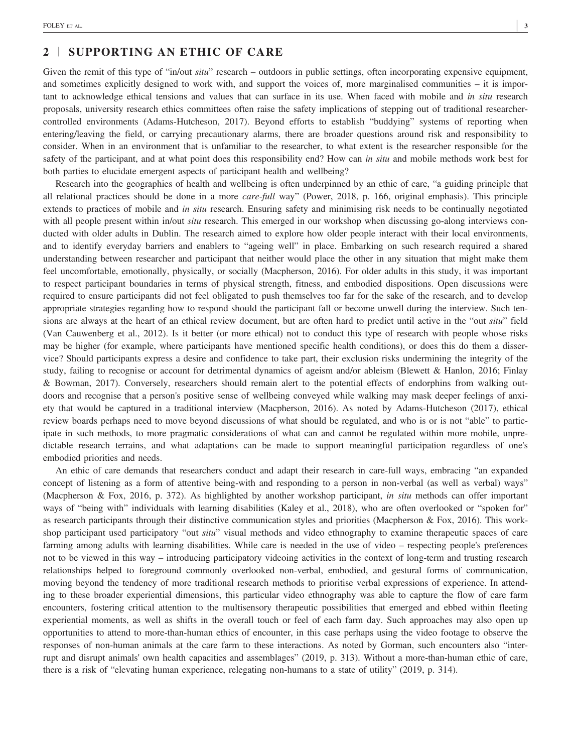## 2 | SUPPORTING AN ETHIC OF CARE

Given the remit of this type of "in/out *situ*" research – outdoors in public settings, often incorporating expensive equipment, and sometimes explicitly designed to work with, and support the voices of, more marginalised communities – it is important to acknowledge ethical tensions and values that can surface in its use. When faced with mobile and *in situ* research proposals, university research ethics committees often raise the safety implications of stepping out of traditional researcher-controlled environments (Adams-Hutcheson, 2017). Beyond efforts to establish "buddying" systems of reporting when entering/leaving the field, or carrying precautionary alarms, there are broader questions around risk and responsibility to consider. When in an environment that is unfamiliar to the researcher, to what extent is the researcher responsible for the safety of the participant, and at what point does this responsibility end? How can *in situ* and mobile methods work best for both parties to elucidate emergent aspects of participant health and wellbeing?

Research into the geographies of health and wellbeing is often underpinned by an ethic of care, "a guiding principle that all relational practices should be done in a more *care-full* way" (Power, 2018, p. 166, original emphasis). This principle extends to practices of mobile and *in situ* research. Ensuring safety and minimising risk needs to be continually negotiated with all people present within in/out *situ* research. This emerged in our workshop when discussing go-along interviews conducted with older adults in Dublin. The research aimed to explore how older people interact with their local environments, and to identify everyday barriers and enablers to "ageing well" in place. Embarking on such research required a shared understanding between researcher and participant that neither would place the other in any situation that might make them feel uncomfortable, emotionally, physically, or socially (Macpherson, 2016). For older adults in this study, it was important to respect participant boundaries in terms of physical strength, fitness, and embodied dispositions. Open discussions were required to ensure participants did not feel obligated to push themselves too far for the sake of the research, and to develop appropriate strategies regarding how to respond should the participant fall or become unwell during the interview. Such tensions are always at the heart of an ethical review document, but are often hard to predict until active in the "out *situ*" field (Van Cauwenberg et al., 2012). Is it better (or more ethical) not to conduct this type of research with people whose risks may be higher (for example, where participants have mentioned specific health conditions), or does this do them a disservice? Should participants express a desire and confidence to take part, their exclusion risks undermining the integrity of the study, failing to recognise or account for detrimental dynamics of ageism and/or ableism (Blewett & Hanlon, 2016; Finlay & Bowman, 2017). Conversely, researchers should remain alert to the potential effects of endorphins from walking outdoors and recognise that a person's positive sense of wellbeing conveyed while walking may mask deeper feelings of anxiety that would be captured in a traditional interview (Macpherson, 2016). As noted by Adams-Hutcheson (2017), ethical review boards perhaps need to move beyond discussions of what should be regulated, and who is or is not "able" to participate in such methods, to more pragmatic considerations of what can and cannot be regulated within more mobile, unpredictable research terrains, and what adaptations can be made to support meaningful participation regardless of one's embodied priorities and needs.

An ethic of care demands that researchers conduct and adapt their research in care-full ways, embracing "an expanded concept of listening as a form of attentive being-with and responding to a person in non-verbal (as well as verbal) ways" (Macpherson & Fox, 2016, p. 372). As highlighted by another workshop participant, *in situ* methods can offer important ways of "being with" individuals with learning disabilities (Kaley et al., 2018), who are often overlooked or "spoken for" as research participants through their distinctive communication styles and priorities (Macpherson & Fox, 2016). This workshop participant used participatory "out *situ*" visual methods and video ethnography to examine therapeutic spaces of care farming among adults with learning disabilities. While care is needed in the use of video – respecting people's preferences not to be viewed in this way – introducing participatory videoing activities in the context of long-term and trusting research relationships helped to foreground commonly overlooked non-verbal, embodied, and gestural forms of communication, moving beyond the tendency of more traditional research methods to prioritise verbal expressions of experience. In attending to these broader experiential dimensions, this particular video ethnography was able to capture the flow of care farm encounters, fostering critical attention to the multisensory therapeutic possibilities that emerged and ebbed within fleeting experiential moments, as well as shifts in the overall touch or feel of each farm day. Such approaches may also open up opportunities to attend to more-than-human ethics of encounter, in this case perhaps using the video footage to observe the responses of non-human animals at the care farm to these interactions. As noted by Gorman, such encounters also "interrupt and disrupt animals' own health capacities and assemblages" (2019, p. 313). Without a more-than-human ethic of care, there is a risk of "elevating human experience, relegating non-humans to a state of utility" (2019, p. 314).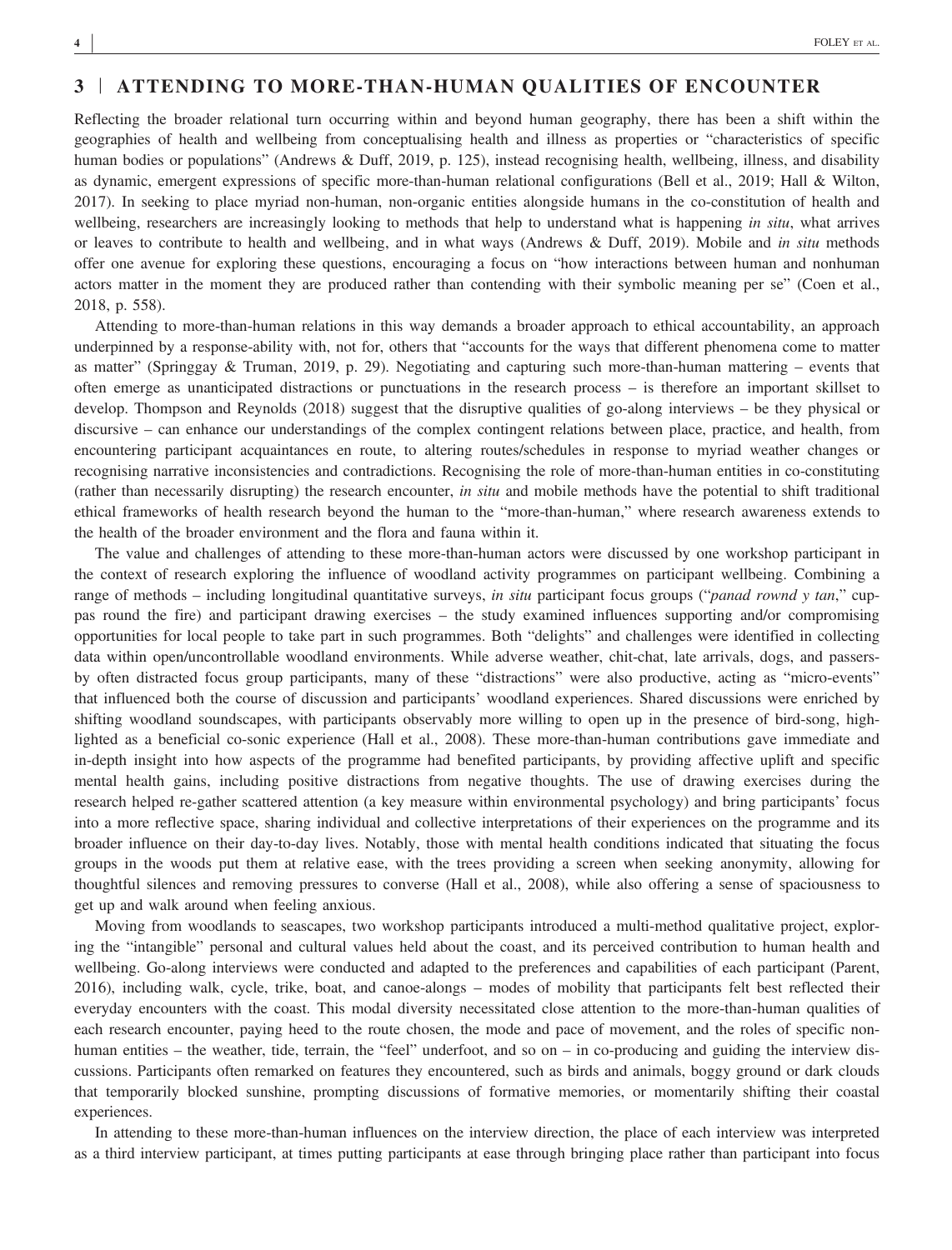## 3 | ATTENDING TO MORE-THAN-HUMAN QUALITIES OF ENCOUNTER

Reflecting the broader relational turn occurring within and beyond human geography, there has been a shift within the geographies of health and wellbeing from conceptualising health and illness as properties or "characteristics of specific human bodies or populations" (Andrews & Duff, 2019, p. 125), instead recognising health, wellbeing, illness, and disability as dynamic, emergent expressions of specific more-than-human relational configurations (Bell et al., 2019; Hall & Wilton, 2017). In seeking to place myriad non-human, non-organic entities alongside humans in the co-constitution of health and wellbeing, researchers are increasingly looking to methods that help to understand what is happening *in situ*, what arrives or leaves to contribute to health and wellbeing, and in what ways (Andrews & Duff, 2019). Mobile and *in situ* methods offer one avenue for exploring these questions, encouraging a focus on "how interactions between human and nonhuman actors matter in the moment they are produced rather than contending with their symbolic meaning per se" (Coen et al., 2018, p. 558).

Attending to more-than-human relations in this way demands a broader approach to ethical accountability, an approach underpinned by a response-ability with, not for, others that "accounts for the ways that different phenomena come to matter as matter" (Springgay & Truman, 2019, p. 29). Negotiating and capturing such more-than-human mattering – events that often emerge as unanticipated distractions or punctuations in the research process – is therefore an important skillset to develop. Thompson and Reynolds (2018) suggest that the disruptive qualities of go-along interviews – be they physical or discursive – can enhance our understandings of the complex contingent relations between place, practice, and health, from encountering participant acquaintances en route, to altering routes/schedules in response to myriad weather changes or recognising narrative inconsistencies and contradictions. Recognising the role of more-than-human entities in co-constituting (rather than necessarily disrupting) the research encounter, *in situ* and mobile methods have the potential to shift traditional ethical frameworks of health research beyond the human to the "more-than-human," where research awareness extends to the health of the broader environment and the flora and fauna within it.

The value and challenges of attending to these more-than-human actors were discussed by one workshop participant in the context of research exploring the influence of woodland activity programmes on participant wellbeing. Combining a range of methods – including longitudinal quantitative surveys, *in situ* participant focus groups ("*panad rownd y tan*," cuppas round the fire) and participant drawing exercises – the study examined influences supporting and/or compromising opportunities for local people to take part in such programmes. Both "delights" and challenges were identified in collecting data within open/uncontrollable woodland environments. While adverse weather, chit-chat, late arrivals, dogs, and passers-by often distracted focus group participants, many of these "distractions" were also productive, acting as "micro-events" that influenced both the course of discussion and participants' woodland experiences. Shared discussions were enriched by shifting woodland soundscapes, with participants observably more willing to open up in the presence of bird-song, highlighted as a beneficial co-sonic experience (Hall et al., 2008). These more-than-human contributions gave immediate and in-depth insight into how aspects of the programme had benefited participants, by providing affective uplift and specific mental health gains, including positive distractions from negative thoughts. The use of drawing exercises during the research helped re-gather scattered attention (a key measure within environmental psychology) and bring participants' focus into a more reflective space, sharing individual and collective interpretations of their experiences on the programme and its broader influence on their day-to-day lives. Notably, those with mental health conditions indicated that situating the focus groups in the woods put them at relative ease, with the trees providing a screen when seeking anonymity, allowing for thoughtful silences and removing pressures to converse (Hall et al., 2008), while also offering a sense of spaciousness to get up and walk around when feeling anxious.

Moving from woodlands to seascapes, two workshop participants introduced a multi-method qualitative project, exploring the "intangible" personal and cultural values held about the coast, and its perceived contribution to human health and wellbeing. Go-along interviews were conducted and adapted to the preferences and capabilities of each participant (Parent, 2016), including walk, cycle, trike, boat, and canoe-alongs – modes of mobility that participants felt best reflected their everyday encounters with the coast. This modal diversity necessitated close attention to the more-than-human qualities of each research encounter, paying heed to the route chosen, the mode and pace of movement, and the roles of specific non-human entities – the weather, tide, terrain, the "feel" underfoot, and so on – in co-producing and guiding the interview discussions. Participants often remarked on features they encountered, such as birds and animals, boggy ground or dark clouds that temporarily blocked sunshine, prompting discussions of formative memories, or momentarily shifting their coastal experiences.

In attending to these more-than-human influences on the interview direction, the place of each interview was interpreted as a third interview participant, at times putting participants at ease through bringing place rather than participant into focus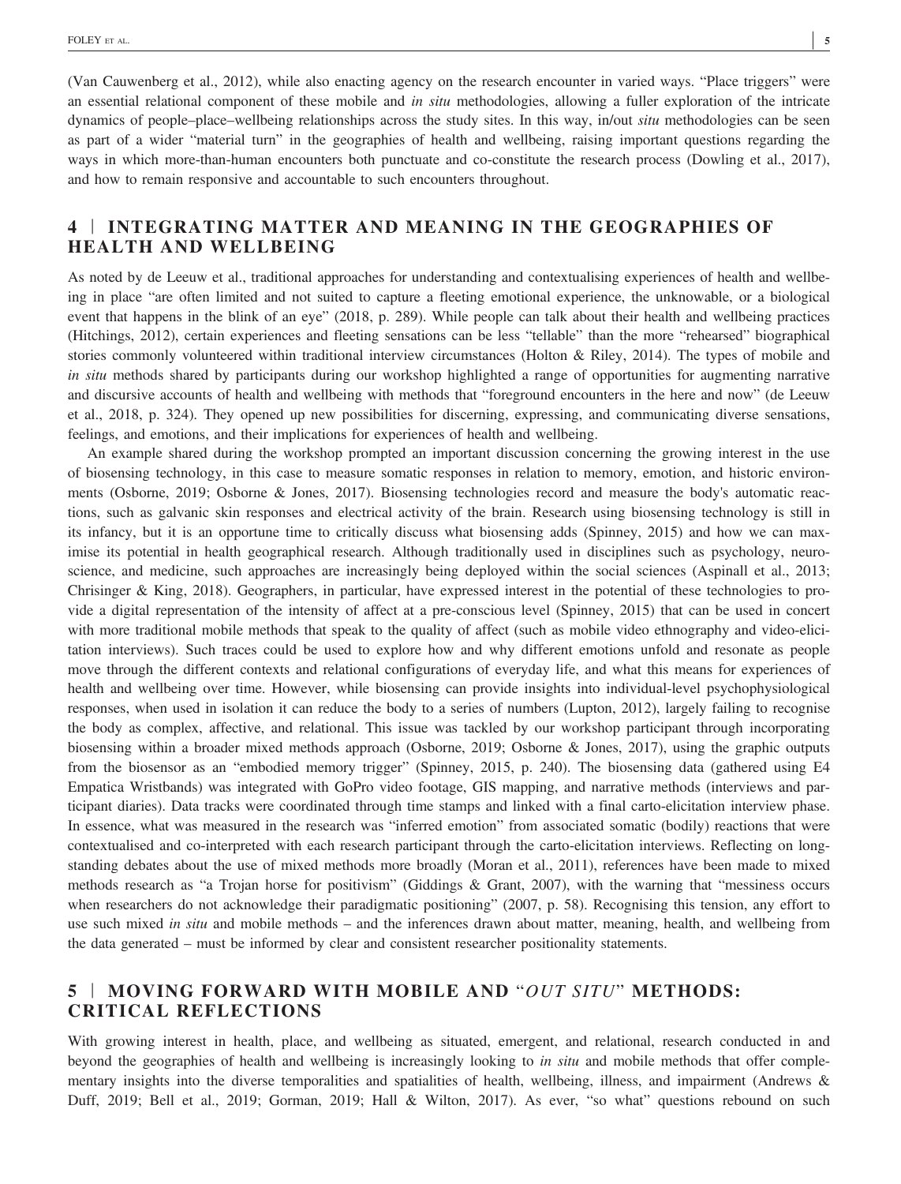(Van Cauwenberg et al., 2012), while also enacting agency on the research encounter in varied ways. "Place triggers" were an essential relational component of these mobile and *in situ* methodologies, allowing a fuller exploration of the intricate dynamics of people–place–wellbeing relationships across the study sites. In this way, in/out *situ* methodologies can be seen as part of a wider "material turn" in the geographies of health and wellbeing, raising important questions regarding the ways in which more-than-human encounters both punctuate and co-constitute the research process (Dowling et al., 2017), and how to remain responsive and accountable to such encounters throughout.

## 4 | INTEGRATING MATTER AND MEANING IN THE GEOGRAPHIES OF HEALTH AND WELLBEING

As noted by de Leeuw et al., traditional approaches for understanding and contextualising experiences of health and wellbeing in place "are often limited and not suited to capture a fleeting emotional experience, the unknowable, or a biological event that happens in the blink of an eye" (2018, p. 289). While people can talk about their health and wellbeing practices (Hitchings, 2012), certain experiences and fleeting sensations can be less "tellable" than the more "rehearsed" biographical stories commonly volunteered within traditional interview circumstances (Holton & Riley, 2014). The types of mobile and *in situ* methods shared by participants during our workshop highlighted a range of opportunities for augmenting narrative and discursive accounts of health and wellbeing with methods that "foreground encounters in the here and now" (de Leeuw et al., 2018, p. 324). They opened up new possibilities for discerning, expressing, and communicating diverse sensations, feelings, and emotions, and their implications for experiences of health and wellbeing.

An example shared during the workshop prompted an important discussion concerning the growing interest in the use of biosensing technology, in this case to measure somatic responses in relation to memory, emotion, and historic environments (Osborne, 2019; Osborne & Jones, 2017). Biosensing technologies record and measure the body's automatic reactions, such as galvanic skin responses and electrical activity of the brain. Research using biosensing technology is still in its infancy, but it is an opportune time to critically discuss what biosensing adds (Spinney, 2015) and how we can maximise its potential in health geographical research. Although traditionally used in disciplines such as psychology, neuroscience, and medicine, such approaches are increasingly being deployed within the social sciences (Aspinall et al., 2013; Chrisinger & King, 2018). Geographers, in particular, have expressed interest in the potential of these technologies to provide a digital representation of the intensity of affect at a pre-conscious level (Spinney, 2015) that can be used in concert with more traditional mobile methods that speak to the quality of affect (such as mobile video ethnography and video-elicitation interviews). Such traces could be used to explore how and why different emotions unfold and resonate as people move through the different contexts and relational configurations of everyday life, and what this means for experiences of health and wellbeing over time. However, while biosensing can provide insights into individual-level psychophysiological responses, when used in isolation it can reduce the body to a series of numbers (Lupton, 2012), largely failing to recognise the body as complex, affective, and relational. This issue was tackled by our workshop participant through incorporating biosensing within a broader mixed methods approach (Osborne, 2019; Osborne & Jones, 2017), using the graphic outputs from the biosensor as an "embodied memory trigger" (Spinney, 2015, p. 240). The biosensing data (gathered using E4 Empatica Wristbands) was integrated with GoPro video footage, GIS mapping, and narrative methods (interviews and participant diaries). Data tracks were coordinated through time stamps and linked with a final carto-elicitation interview phase. In essence, what was measured in the research was "inferred emotion" from associated somatic (bodily) reactions that were contextualised and co-interpreted with each research participant through the carto-elicitation interviews. Reflecting on longstanding debates about the use of mixed methods more broadly (Moran et al., 2011), references have been made to mixed methods research as "a Trojan horse for positivism" (Giddings & Grant, 2007), with the warning that "messiness occurs when researchers do not acknowledge their paradigmatic positioning" (2007, p. 58). Recognising this tension, any effort to use such mixed *in situ* and mobile methods – and the inferences drawn about matter, meaning, health, and wellbeing from the data generated – must be informed by clear and consistent researcher positionality statements.

## 5 | MOVING FORWARD WITH MOBILE AND "*OUT SITU*" METHODS: CRITICAL REFLECTIONS

With growing interest in health, place, and wellbeing as situated, emergent, and relational, research conducted in and beyond the geographies of health and wellbeing is increasingly looking to *in situ* and mobile methods that offer complementary insights into the diverse temporalities and spatialities of health, wellbeing, illness, and impairment (Andrews & Duff, 2019; Bell et al., 2019; Gorman, 2019; Hall & Wilton, 2017). As ever, "so what" questions rebound on such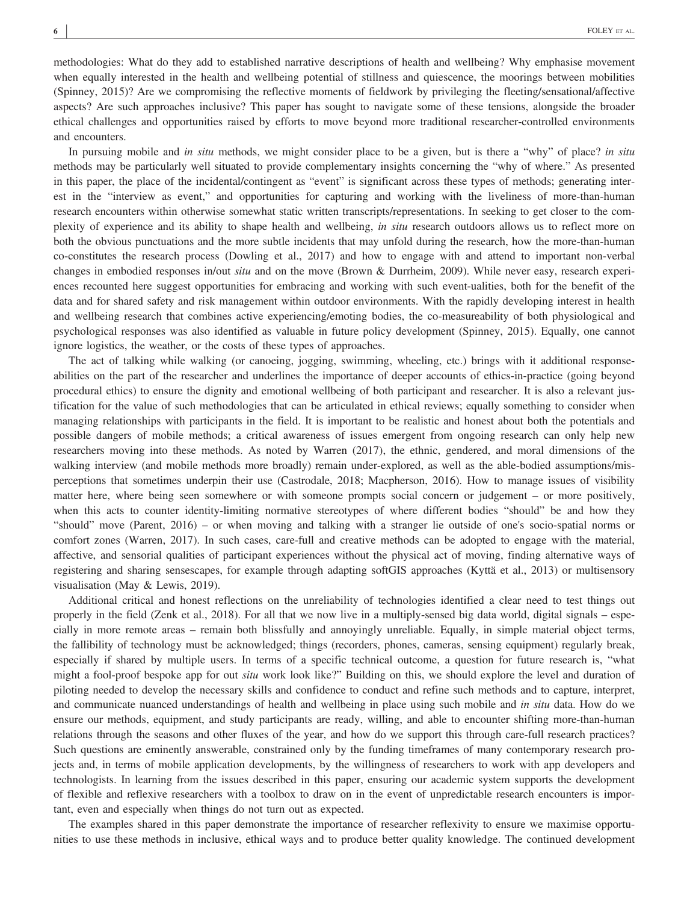methodologies: What do they add to established narrative descriptions of health and wellbeing? Why emphasise movement when equally interested in the health and wellbeing potential of stillness and quiescence, the moorings between mobilities (Spinney, 2015)? Are we compromising the reflective moments of fieldwork by privileging the fleeting/sensational/affective aspects? Are such approaches inclusive? This paper has sought to navigate some of these tensions, alongside the broader ethical challenges and opportunities raised by efforts to move beyond more traditional researcher-controlled environments and encounters.

In pursuing mobile and *in situ* methods, we might consider place to be a given, but is there a "why" of place? *in situ* methods may be particularly well situated to provide complementary insights concerning the "why of where." As presented in this paper, the place of the incidental/contingent as "event" is significant across these types of methods; generating interest in the "interview as event," and opportunities for capturing and working with the liveliness of more-than-human research encounters within otherwise somewhat static written transcripts/representations. In seeking to get closer to the complexity of experience and its ability to shape health and wellbeing, *in situ* research outdoors allows us to reflect more on both the obvious punctuations and the more subtle incidents that may unfold during the research, how the more-than-human co-constitutes the research process (Dowling et al., 2017) and how to engage with and attend to important non-verbal changes in embodied responses in/out *situ* and on the move (Brown & Durrheim, 2009). While never easy, research experiences recounted here suggest opportunities for embracing and working with such event-ualities, both for the benefit of the data and for shared safety and risk management within outdoor environments. With the rapidly developing interest in health and wellbeing research that combines active experiencing/emoting bodies, the co-measureability of both physiological and psychological responses was also identified as valuable in future policy development (Spinney, 2015). Equally, one cannot ignore logistics, the weather, or the costs of these types of approaches.

The act of talking while walking (or canoeing, jogging, swimming, wheeling, etc.) brings with it additional response-abilities on the part of the researcher and underlines the importance of deeper accounts of ethics-in-practice (going beyond procedural ethics) to ensure the dignity and emotional wellbeing of both participant and researcher. It is also a relevant justification for the value of such methodologies that can be articulated in ethical reviews; equally something to consider when managing relationships with participants in the field. It is important to be realistic and honest about both the potentials and possible dangers of mobile methods; a critical awareness of issues emergent from ongoing research can only help new researchers moving into these methods. As noted by Warren (2017), the ethnic, gendered, and moral dimensions of the walking interview (and mobile methods more broadly) remain under-explored, as well as the able-bodied assumptions/misperceptions that sometimes underpin their use (Castrodale, 2018; Macpherson, 2016). How to manage issues of visibility matter here, where being seen somewhere or with someone prompts social concern or judgement – or more positively, when this acts to counter identity-limiting normative stereotypes of where different bodies "should" be and how they "should" move (Parent, 2016) – or when moving and talking with a stranger lie outside of one's socio-spatial norms or comfort zones (Warren, 2017). In such cases, care-full and creative methods can be adopted to engage with the material, affective, and sensorial qualities of participant experiences without the physical act of moving, finding alternative ways of registering and sharing sensescapes, for example through adapting softGIS approaches (Kyttä et al., 2013) or multisensory visualisation (May & Lewis, 2019).

Additional critical and honest reflections on the unreliability of technologies identified a clear need to test things out properly in the field (Zenk et al., 2018). For all that we now live in a multiply-sensed big data world, digital signals – especially in more remote areas – remain both blissfully and annoyingly unreliable. Equally, in simple material object terms, the fallibility of technology must be acknowledged; things (recorders, phones, cameras, sensing equipment) regularly break, especially if shared by multiple users. In terms of a specific technical outcome, a question for future research is, "what might a fool-proof bespoke app for out *situ* work look like?" Building on this, we should explore the level and duration of piloting needed to develop the necessary skills and confidence to conduct and refine such methods and to capture, interpret, and communicate nuanced understandings of health and wellbeing in place using such mobile and *in situ* data. How do we ensure our methods, equipment, and study participants are ready, willing, and able to encounter shifting more-than-human relations through the seasons and other fluxes of the year, and how do we support this through care-full research practices? Such questions are eminently answerable, constrained only by the funding timeframes of many contemporary research projects and, in terms of mobile application developments, by the willingness of researchers to work with app developers and technologists. In learning from the issues described in this paper, ensuring our academic system supports the development of flexible and reflexive researchers with a toolbox to draw on in the event of unpredictable research encounters is important, even and especially when things do not turn out as expected.

The examples shared in this paper demonstrate the importance of researcher reflexivity to ensure we maximise opportunities to use these methods in inclusive, ethical ways and to produce better quality knowledge. The continued development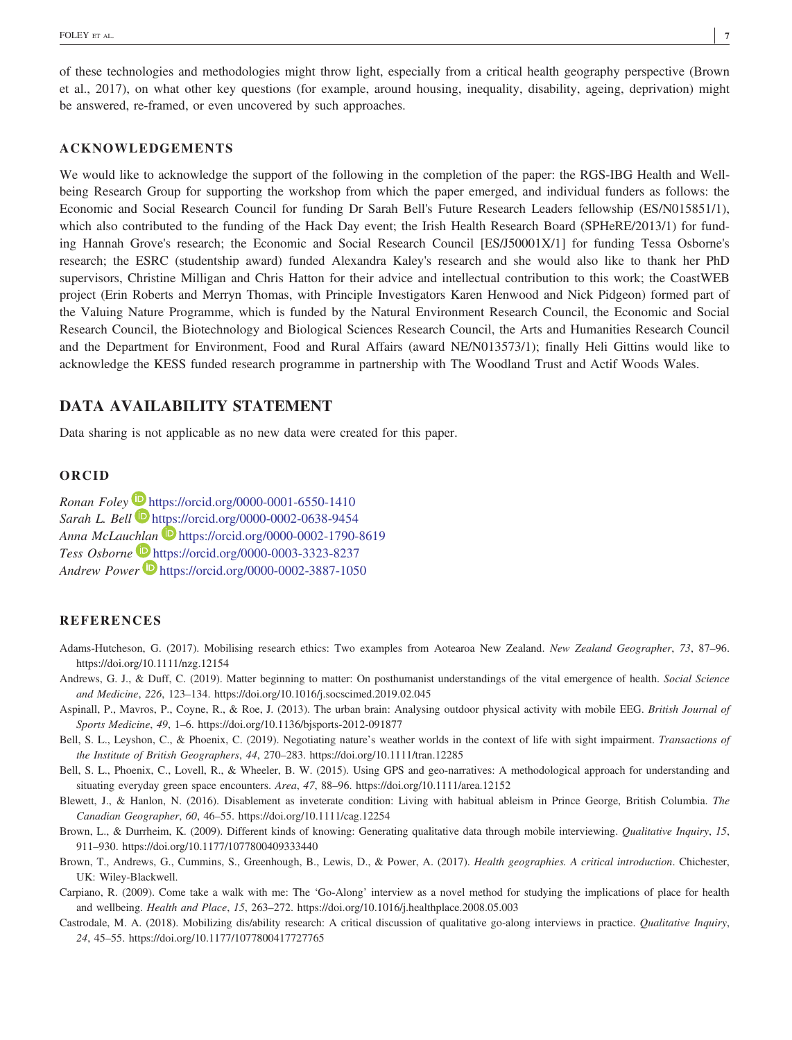of these technologies and methodologies might throw light, especially from a critical health geography perspective (Brown et al., 2017), on what other key questions (for example, around housing, inequality, disability, ageing, deprivation) might be answered, re-framed, or even uncovered by such approaches.

### ACKNOWLEDGEMENTS

We would like to acknowledge the support of the following in the completion of the paper: the RGS-IBG Health and Well-being Research Group for supporting the workshop from which the paper emerged, and individual funders as follows: the Economic and Social Research Council for funding Dr Sarah Bell's Future Research Leaders fellowship (ES/N015851/1), which also contributed to the funding of the Hack Day event; the Irish Health Research Board (SPHeRE/2013/1) for funding Hannah Grove's research; the Economic and Social Research Council [ES/J50001X/1] for funding Tessa Osborne's research; the ESRC (studentship award) funded Alexandra Kaley's research and she would also like to thank her PhD supervisors, Christine Milligan and Chris Hatton for their advice and intellectual contribution to this work; the CoastWEB project (Erin Roberts and Merryn Thomas, with Principle Investigators Karen Henwood and Nick Pidgeon) formed part of the Valuing Nature Programme, which is funded by the Natural Environment Research Council, the Economic and Social Research Council, the Biotechnology and Biological Sciences Research Council, the Arts and Humanities Research Council and the Department for Environment, Food and Rural Affairs (award NE/N013573/1); finally Heli Gittins would like to acknowledge the KESS funded research programme in partnership with The Woodland Trust and Actif Woods Wales.

## DATA AVAILABILITY STATEMENT

Data sharing is not applicable as no new data were created for this paper.

### ORCID

*Ronan Foley* https://orcid.org/0000-0001-6550-1410
*Sarah L. Bell* https://orcid.org/0000-0002-0638-9454
*Anna McLauchlan* https://orcid.org/0000-0002-1790-8619
*Tess Osborne* https://orcid.org/0000-0003-3323-8237
*Andrew Power* https://orcid.org/0000-0002-3887-1050

### REFERENCES

Adams-Hutcheson, G. (2017). Mobilising research ethics: Two examples from Aotearoa New Zealand. *New Zealand Geographer*, *73*, 87–96. https://doi.org/10.1111/nzg.12154

Andrews, G. J., & Duff, C. (2019). Matter beginning to matter: On posthumanist understandings of the vital emergence of health. *Social Science and Medicine*, *226*, 123–134. https://doi.org/10.1016/j.socscimed.2019.02.045

Aspinall, P., Mavros, P., Coyne, R., & Roe, J. (2013). The urban brain: Analysing outdoor physical activity with mobile EEG. *British Journal of Sports Medicine*, *49*, 1–6. https://doi.org/10.1136/bjsports-2012-091877

Bell, S. L., Leyshon, C., & Phoenix, C. (2019). Negotiating nature's weather worlds in the context of life with sight impairment. *Transactions of the Institute of British Geographers*, *44*, 270–283. https://doi.org/10.1111/tran.12285

Bell, S. L., Phoenix, C., Lovell, R., & Wheeler, B. W. (2015). Using GPS and geo-narratives: A methodological approach for understanding and situating everyday green space encounters. *Area*, *47*, 88–96. https://doi.org/10.1111/area.12152

Blewett, J., & Hanlon, N. (2016). Disablement as inveterate condition: Living with habitual ableism in Prince George, British Columbia. *The Canadian Geographer*, *60*, 46–55. https://doi.org/10.1111/cag.12254

Brown, L., & Durrheim, K. (2009). Different kinds of knowing: Generating qualitative data through mobile interviewing. *Qualitative Inquiry*, *15*, 911–930. https://doi.org/10.1177/1077800409333440

Brown, T., Andrews, G., Cummins, S., Greenhough, B., Lewis, D., & Power, A. (2017). *Health geographies. A critical introduction*. Chichester, UK: Wiley-Blackwell.

Carpiano, R. (2009). Come take a walk with me: The 'Go-Along' interview as a novel method for studying the implications of place for health and wellbeing. *Health and Place*, *15*, 263–272. https://doi.org/10.1016/j.healthplace.2008.05.003

Castrodale, M. A. (2018). Mobilizing dis/ability research: A critical discussion of qualitative go-along interviews in practice. *Qualitative Inquiry*, *24*, 45–55. https://doi.org/10.1177/1077800417727765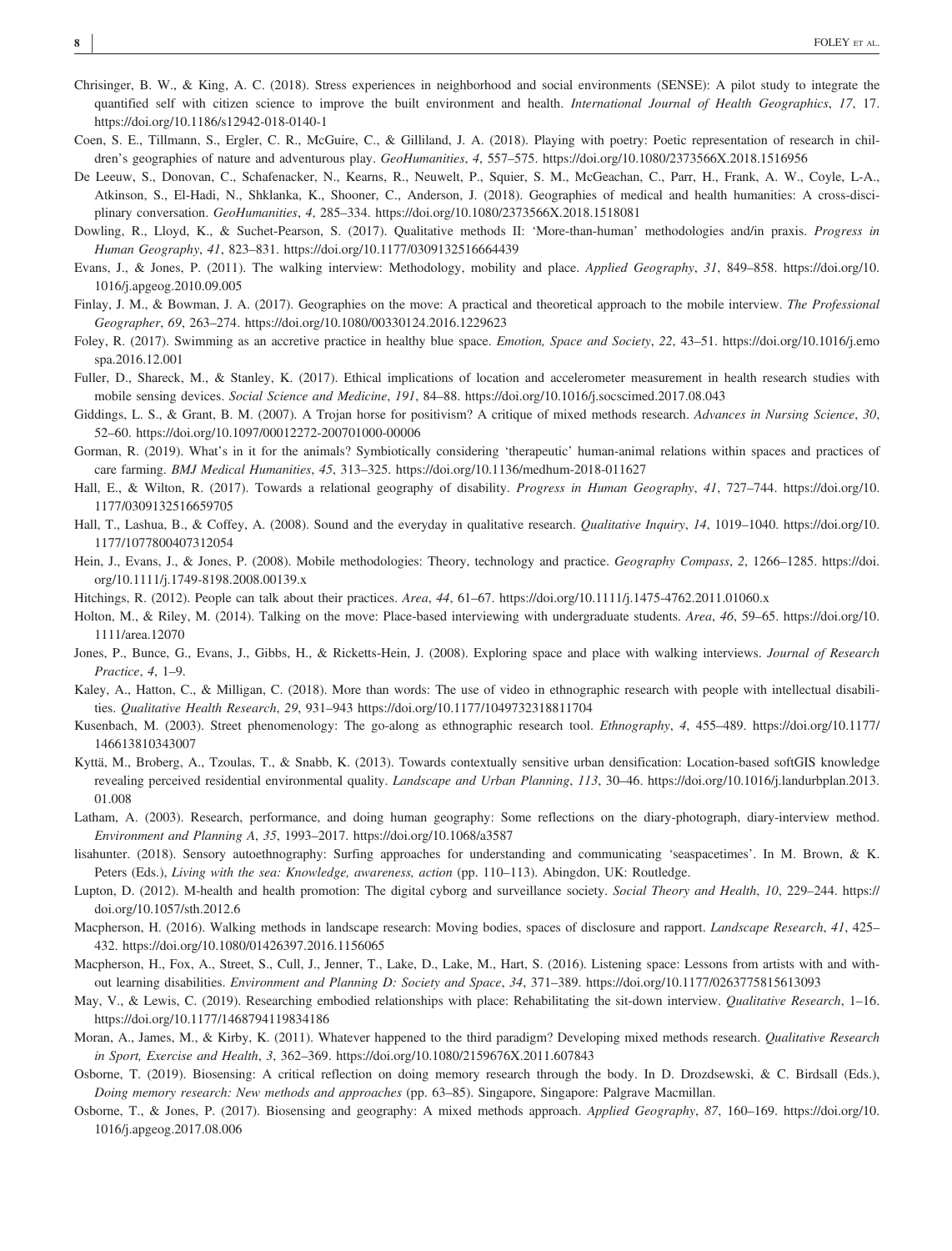Chrisinger, B. W., & King, A. C. (2018). Stress experiences in neighborhood and social environments (SENSE): A pilot study to integrate the quantified self with citizen science to improve the built environment and health. *International Journal of Health Geographics*, *17*, 17. https://doi.org/10.1186/s12942-018-0140-1

Coen, S. E., Tillmann, S., Ergler, C. R., McGuire, C., & Gilliland, J. A. (2018). Playing with poetry: Poetic representation of research in children's geographies of nature and adventurous play. *GeoHumanities*, *4*, 557–575. https://doi.org/10.1080/2373566X.2018.1516956

De Leeuw, S., Donovan, C., Schafenacker, N., Kearns, R., Neuwelt, P., Squier, S. M., McGeachan, C., Parr, H., Frank, A. W., Coyle, L-A., Atkinson, S., El-Hadi, N., Shklanka, K., Shooner, C., Anderson, J. (2018). Geographies of medical and health humanities: A cross-disciplinary conversation. *GeoHumanities*, *4*, 285–334. https://doi.org/10.1080/2373566X.2018.1518081

Dowling, R., Lloyd, K., & Suchet-Pearson, S. (2017). Qualitative methods II: 'More-than-human' methodologies and/in praxis. *Progress in Human Geography*, *41*, 823–831. https://doi.org/10.1177/0309132516664439

Evans, J., & Jones, P. (2011). The walking interview: Methodology, mobility and place. *Applied Geography*, *31*, 849–858. https://doi.org/10.1016/j.apgeog.2010.09.005

Finlay, J. M., & Bowman, J. A. (2017). Geographies on the move: A practical and theoretical approach to the mobile interview. *The Professional Geographer*, *69*, 263–274. https://doi.org/10.1080/00330124.2016.1229623

Foley, R. (2017). Swimming as an accretive practice in healthy blue space. *Emotion, Space and Society*, *22*, 43–51. https://doi.org/10.1016/j.emospa.2016.12.001

Fuller, D., Shareck, M., & Stanley, K. (2017). Ethical implications of location and accelerometer measurement in health research studies with mobile sensing devices. *Social Science and Medicine*, *191*, 84–88. https://doi.org/10.1016/j.socscimed.2017.08.043

Giddings, L. S., & Grant, B. M. (2007). A Trojan horse for positivism? A critique of mixed methods research. *Advances in Nursing Science*, *30*, 52–60. https://doi.org/10.1097/00012272-200701000-00006

Gorman, R. (2019). What's in it for the animals? Symbiotically considering 'therapeutic' human-animal relations within spaces and practices of care farming. *BMJ Medical Humanities*, *45*, 313–325. https://doi.org/10.1136/medhum-2018-011627

Hall, E., & Wilton, R. (2017). Towards a relational geography of disability. *Progress in Human Geography*, *41*, 727–744. https://doi.org/10.1177/0309132516659705

Hall, T., Lashua, B., & Coffey, A. (2008). Sound and the everyday in qualitative research. *Qualitative Inquiry*, *14*, 1019–1040. https://doi.org/10.1177/1077800407312054

Hein, J., Evans, J., & Jones, P. (2008). Mobile methodologies: Theory, technology and practice. *Geography Compass*, *2*, 1266–1285. https://doi.org/10.1111/j.1749-8198.2008.00139.x

Hitchings, R. (2012). People can talk about their practices. *Area*, *44*, 61–67. https://doi.org/10.1111/j.1475-4762.2011.01060.x

Holton, M., & Riley, M. (2014). Talking on the move: Place-based interviewing with undergraduate students. *Area*, *46*, 59–65. https://doi.org/10.1111/area.12070

Jones, P., Bunce, G., Evans, J., Gibbs, H., & Ricketts-Hein, J. (2008). Exploring space and place with walking interviews. *Journal of Research Practice*, *4*, 1–9.

Kaley, A., Hatton, C., & Milligan, C. (2018). More than words: The use of video in ethnographic research with people with intellectual disabilities. *Qualitative Health Research*, *29*, 931–943 https://doi.org/10.1177/1049732318811704

Kusenbach, M. (2003). Street phenomenology: The go-along as ethnographic research tool. *Ethnography*, *4*, 455–489. https://doi.org/10.1177/146613810343007

Kyttä, M., Broberg, A., Tzoulas, T., & Snabb, K. (2013). Towards contextually sensitive urban densification: Location-based softGIS knowledge revealing perceived residential environmental quality. *Landscape and Urban Planning*, *113*, 30–46. https://doi.org/10.1016/j.landurbplan.2013.01.008

Latham, A. (2003). Research, performance, and doing human geography: Some reflections on the diary-photograph, diary-interview method. *Environment and Planning A*, *35*, 1993–2017. https://doi.org/10.1068/a3587

lisahunter. (2018). Sensory autoethnography: Surfing approaches for understanding and communicating 'seaspacetimes'. In M. Brown, & K. Peters (Eds.), *Living with the sea: Knowledge, awareness, action* (pp. 110–113). Abingdon, UK: Routledge.

Lupton, D. (2012). M-health and health promotion: The digital cyborg and surveillance society. *Social Theory and Health*, *10*, 229–244. https://doi.org/10.1057/sth.2012.6

Macpherson, H. (2016). Walking methods in landscape research: Moving bodies, spaces of disclosure and rapport. *Landscape Research*, *41*, 425–432. https://doi.org/10.1080/01426397.2016.1156065

Macpherson, H., Fox, A., Street, S., Cull, J., Jenner, T., Lake, D., Lake, M., Hart, S. (2016). Listening space: Lessons from artists with and without learning disabilities. *Environment and Planning D: Society and Space*, *34*, 371–389. https://doi.org/10.1177/0263775815613093

May, V., & Lewis, C. (2019). Researching embodied relationships with place: Rehabilitating the sit-down interview. *Qualitative Research*, 1–16. https://doi.org/10.1177/1468794119834186

Moran, A., James, M., & Kirby, K. (2011). Whatever happened to the third paradigm? Developing mixed methods research. *Qualitative Research in Sport, Exercise and Health*, *3*, 362–369. https://doi.org/10.1080/2159676X.2011.607843

Osborne, T. (2019). Biosensing: A critical reflection on doing memory research through the body. In D. Drozdsewski, & C. Birdsall (Eds.), *Doing memory research: New methods and approaches* (pp. 63–85). Singapore, Singapore: Palgrave Macmillan.

Osborne, T., & Jones, P. (2017). Biosensing and geography: A mixed methods approach. *Applied Geography*, *87*, 160–169. https://doi.org/10.1016/j.apgeog.2017.08.006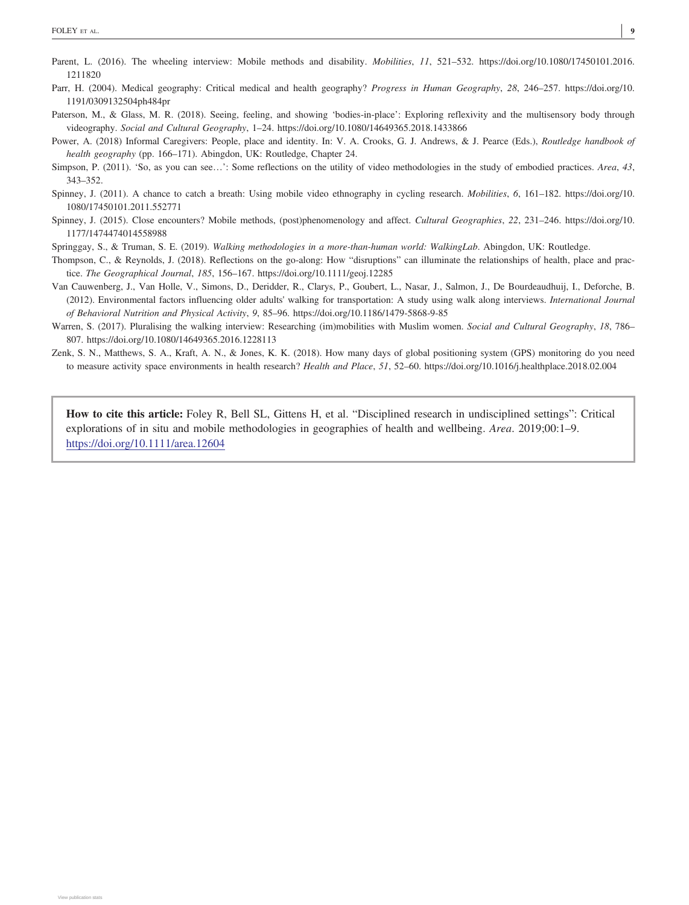Parent, L. (2016). The wheeling interview: Mobile methods and disability. *Mobilities*, *11*, 521–532. https://doi.org/10.1080/17450101.2016.1211820

Parr, H. (2004). Medical geography: Critical medical and health geography? *Progress in Human Geography*, *28*, 246–257. https://doi.org/10.1191/0309132504ph484pr

Paterson, M., & Glass, M. R. (2018). Seeing, feeling, and showing 'bodies-in-place': Exploring reflexivity and the multisensory body through videography. *Social and Cultural Geography*, 1–24. https://doi.org/10.1080/14649365.2018.1433866

Power, A. (2018) Informal Caregivers: People, place and identity. In: V. A. Crooks, G. J. Andrews, & J. Pearce (Eds.), *Routledge handbook of health geography* (pp. 166–171). Abingdon, UK: Routledge, Chapter 24.

Simpson, P. (2011). 'So, as you can see…': Some reflections on the utility of video methodologies in the study of embodied practices. *Area*, *43*, 343–352.

Spinney, J. (2011). A chance to catch a breath: Using mobile video ethnography in cycling research. *Mobilities*, *6*, 161–182. https://doi.org/10.1080/17450101.2011.552771

Spinney, J. (2015). Close encounters? Mobile methods, (post)phenomenology and affect. *Cultural Geographies*, *22*, 231–246. https://doi.org/10.1177/1474474014558988

Springgay, S., & Truman, S. E. (2019). *Walking methodologies in a more-than-human world: WalkingLab*. Abingdon, UK: Routledge.

Thompson, C., & Reynolds, J. (2018). Reflections on the go-along: How "disruptions" can illuminate the relationships of health, place and practice. *The Geographical Journal*, *185*, 156–167. https://doi.org/10.1111/geoj.12285

Van Cauwenberg, J., Van Holle, V., Simons, D., Deridder, R., Clarys, P., Goubert, L., Nasar, J., Salmon, J., De Bourdeaudhuij, I., Deforche, B. (2012). Environmental factors influencing older adults' walking for transportation: A study using walk along interviews. *International Journal of Behavioral Nutrition and Physical Activity*, *9*, 85–96. https://doi.org/10.1186/1479-5868-9-85

Warren, S. (2017). Pluralising the walking interview: Researching (im)mobilities with Muslim women. *Social and Cultural Geography*, *18*, 786–807. https://doi.org/10.1080/14649365.2016.1228113

Zenk, S. N., Matthews, S. A., Kraft, A. N., & Jones, K. K. (2018). How many days of global positioning system (GPS) monitoring do you need to measure activity space environments in health research? *Health and Place*, *51*, 52–60. https://doi.org/10.1016/j.healthplace.2018.02.004

**How to cite this article:** Foley R, Bell SL, Gittens H, et al. "Disciplined research in undisciplined settings": Critical explorations of in situ and mobile methodologies in geographies of health and wellbeing. *Area*. 2019;00:1–9. https://doi.org/10.1111/area.12604